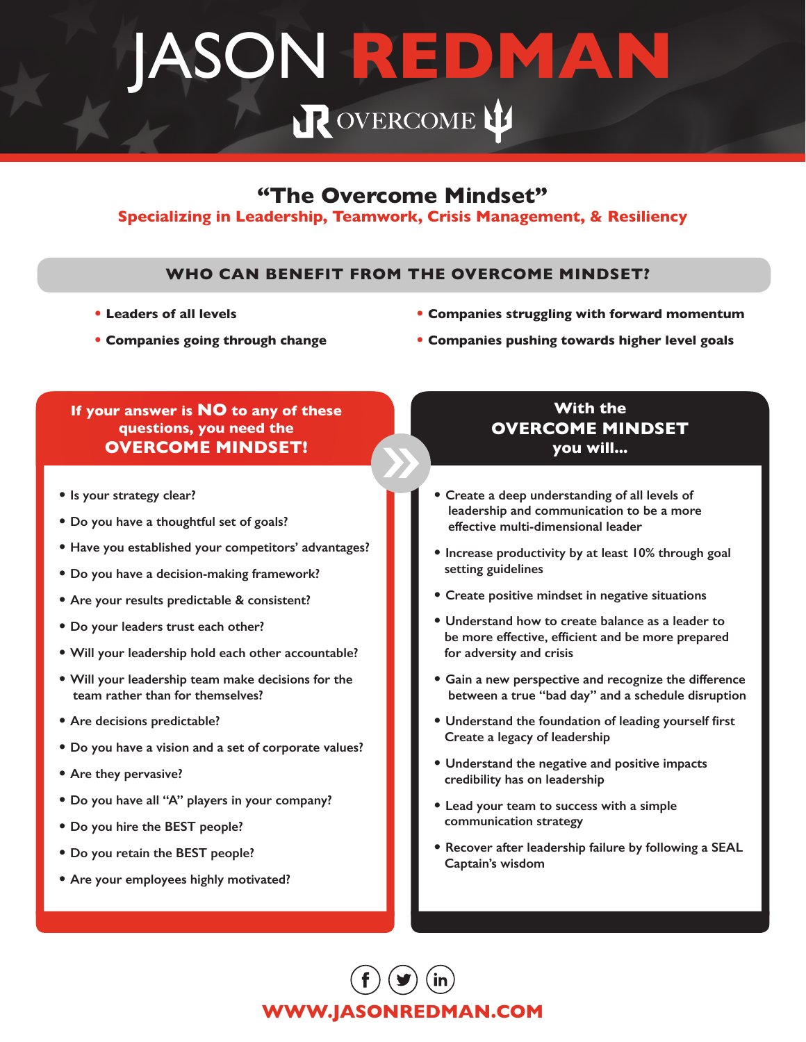# JASON REDMAN

OVERCOME

## "The Overcome Mindset"

**Specializing in Leadership, Teamwork, Crisis Management, & Resiliency**

### WHO CAN BENEFIT FROM THE OVERCOME MINDSET?

- **Leaders of all levels**
- **Companies going through change**
- **Companies struggling with forward momentum**
- **Companies pushing towards higher level goals**

### If your answer is NO to any of these questions, you need the OVERCOME MINDSET!

- Is your strategy clear?
- Do you have a thoughtful set of goals?
- Have you established your competitors' advantages?
- Do you have a decision-making framework?
- Are your results predictable & consistent?
- Do your leaders trust each other?
- Will your leadership hold each other accountable?
- Will your leadership team make decisions for the team rather than for themselves?
- Are decisions predictable?
- Do you have a vision and a set of corporate values?
- Are they pervasive?
- Do you have all "A" players in your company?
- Do you hire the BEST people?
- Do you retain the BEST people?
- Are your employees highly motivated?

### With the OVERCOME MINDSET you will...

- Create a deep understanding of all levels of leadership and communication to be a more effective multi-dimensional leader
- Increase productivity by at least 10% through goal setting guidelines
- Create positive mindset in negative situations
- Understand how to create balance as a leader to be more effective, efficient and be more prepared for adversity and crisis
- Gain a new perspective and recognize the difference between a true "bad day" and a schedule disruption
- Understand the foundation of leading yourself first Create a legacy of leadership
- Understand the negative and positive impacts credibility has on leadership
- Lead your team to success with a simple communication strategy
- Recover after leadership failure by following a SEAL Captain's wisdom

**WWW.JASONREDMAN.COM**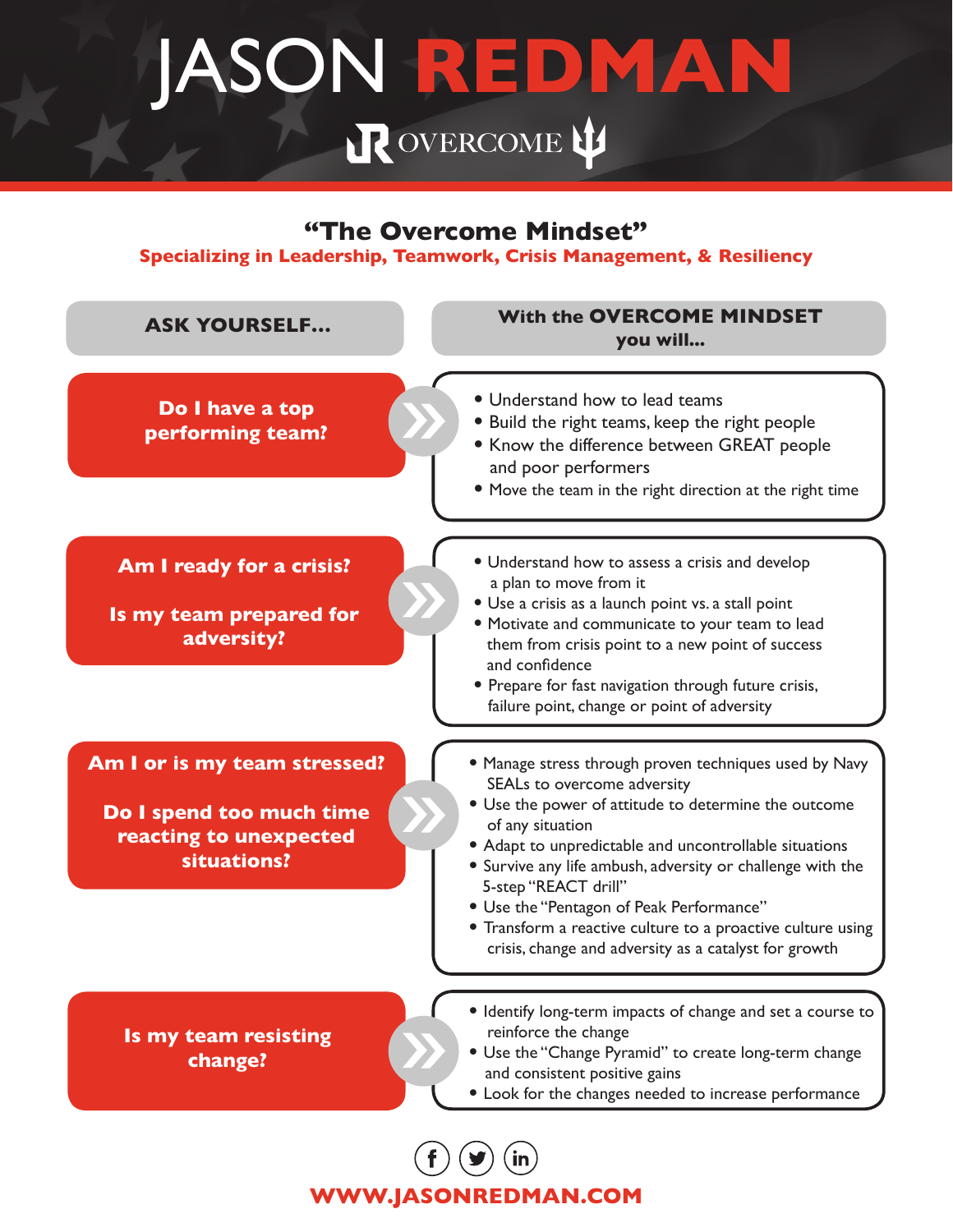# JASON REDMAN

OVERCOME

## "The Overcome Mindset"

**Specializing in Leadership, Teamwork, Crisis Management, & Resiliency**

| ASK YOURSELF... | With the OVERCOME MINDSET you will... |
| --- | --- |
| **Do I have a top performing team?** | • Understand how to lead teams<br>• Build the right teams, keep the right people<br>• Know the difference between GREAT people and poor performers<br>• Move the team in the right direction at the right time |
| **Am I ready for a crisis?**<br><br>**Is my team prepared for adversity?** | • Understand how to assess a crisis and develop a plan to move from it<br>• Use a crisis as a launch point vs. a stall point<br>• Motivate and communicate to your team to lead them from crisis point to a new point of success and confidence<br>• Prepare for fast navigation through future crisis, failure point, change or point of adversity |
| **Am I or is my team stressed?**<br><br>**Do I spend too much time reacting to unexpected situations?** | • Manage stress through proven techniques used by Navy SEALs to overcome adversity<br>• Use the power of attitude to determine the outcome of any situation<br>• Adapt to unpredictable and uncontrollable situations<br>• Survive any life ambush, adversity or challenge with the 5-step "REACT drill"<br>• Use the "Pentagon of Peak Performance"<br>• Transform a reactive culture to a proactive culture using crisis, change and adversity as a catalyst for growth |
| **Is my team resisting change?** | • Identify long-term impacts of change and set a course to reinforce the change<br>• Use the "Change Pyramid" to create long-term change and consistent positive gains<br>• Look for the changes needed to increase performance |

**WWW.JASONREDMAN.COM**